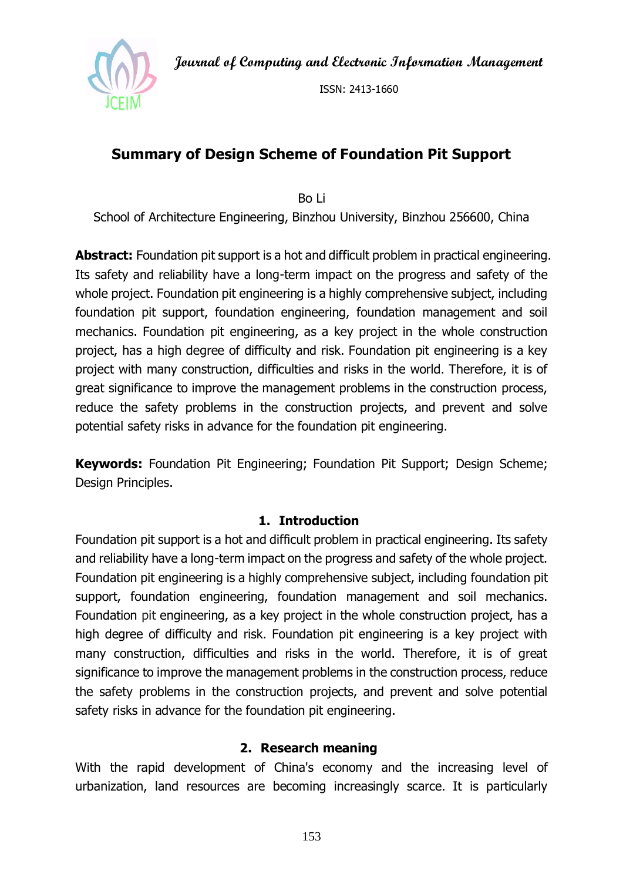# Summary of Design Scheme of Foundation Pit Support

Bo Li

School of Architecture Engineering, Binzhou University, Binzhou 256600, China

**Abstract:** Foundation pit support is a hot and difficult problem in practical engineering. Its safety and reliability have a long-term impact on the progress and safety of the whole project. Foundation pit engineering is a highly comprehensive subject, including foundation pit support, foundation engineering, foundation management and soil mechanics. Foundation pit engineering, as a key project in the whole construction project, has a high degree of difficulty and risk. Foundation pit engineering is a key project with many construction, difficulties and risks in the world. Therefore, it is of great significance to improve the management problems in the construction process, reduce the safety problems in the construction projects, and prevent and solve potential safety risks in advance for the foundation pit engineering.

**Keywords:** Foundation Pit Engineering; Foundation Pit Support; Design Scheme; Design Principles.

## 1. Introduction

Foundation pit support is a hot and difficult problem in practical engineering. Its safety and reliability have a long-term impact on the progress and safety of the whole project. Foundation pit engineering is a highly comprehensive subject, including foundation pit support, foundation engineering, foundation management and soil mechanics. Foundation pit engineering, as a key project in the whole construction project, has a high degree of difficulty and risk. Foundation pit engineering is a key project with many construction, difficulties and risks in the world. Therefore, it is of great significance to improve the management problems in the construction process, reduce the safety problems in the construction projects, and prevent and solve potential safety risks in advance for the foundation pit engineering.

## 2. Research meaning

With the rapid development of China's economy and the increasing level of urbanization, land resources are becoming increasingly scarce. It is particularly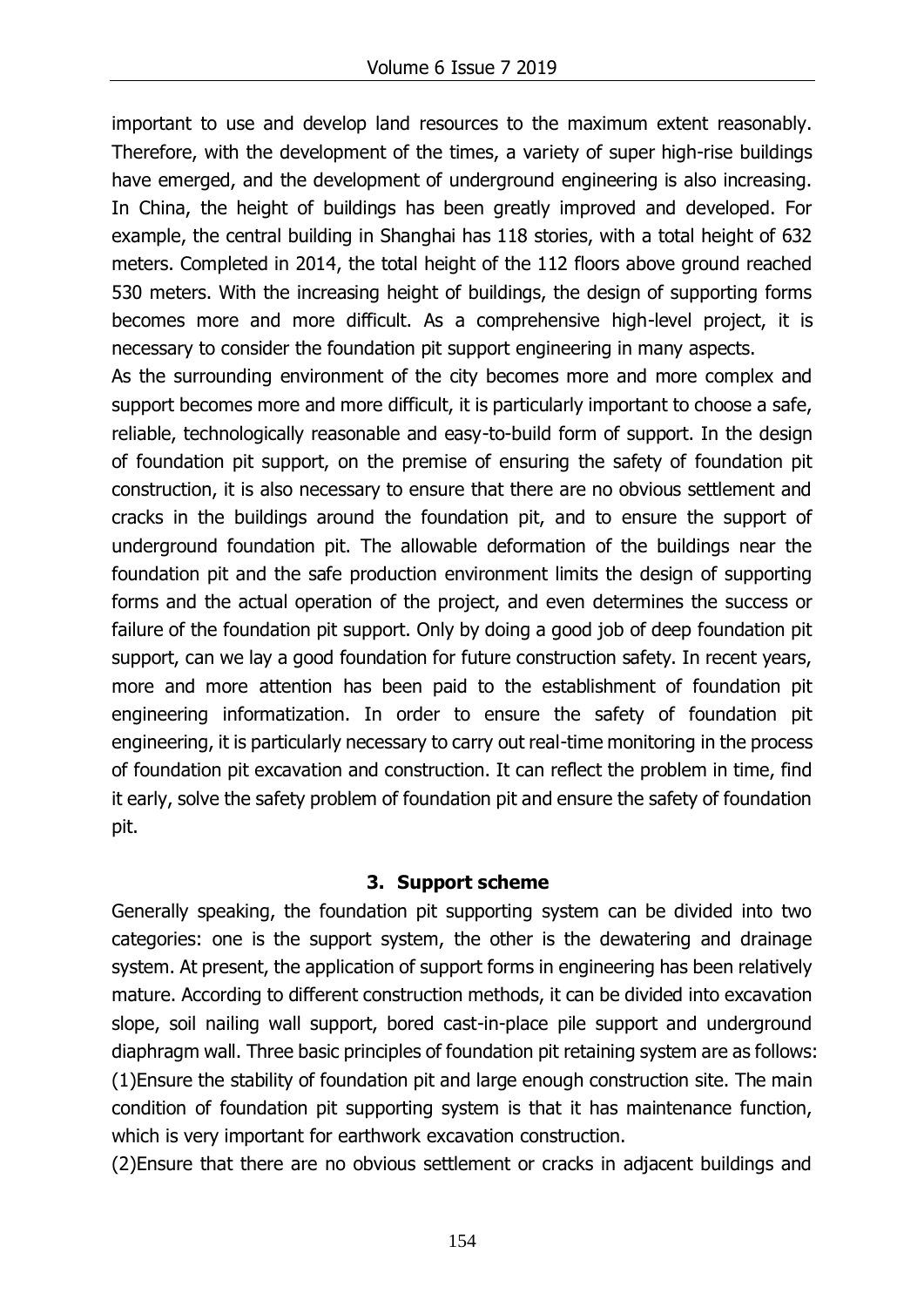important to use and develop land resources to the maximum extent reasonably. Therefore, with the development of the times, a variety of super high-rise buildings have emerged, and the development of underground engineering is also increasing. In China, the height of buildings has been greatly improved and developed. For example, the central building in Shanghai has 118 stories, with a total height of 632 meters. Completed in 2014, the total height of the 112 floors above ground reached 530 meters. With the increasing height of buildings, the design of supporting forms becomes more and more difficult. As a comprehensive high-level project, it is necessary to consider the foundation pit support engineering in many aspects.

As the surrounding environment of the city becomes more and more complex and support becomes more and more difficult, it is particularly important to choose a safe, reliable, technologically reasonable and easy-to-build form of support. In the design of foundation pit support, on the premise of ensuring the safety of foundation pit construction, it is also necessary to ensure that there are no obvious settlement and cracks in the buildings around the foundation pit, and to ensure the support of underground foundation pit. The allowable deformation of the buildings near the foundation pit and the safe production environment limits the design of supporting forms and the actual operation of the project, and even determines the success or failure of the foundation pit support. Only by doing a good job of deep foundation pit support, can we lay a good foundation for future construction safety. In recent years, more and more attention has been paid to the establishment of foundation pit engineering informatization. In order to ensure the safety of foundation pit engineering, it is particularly necessary to carry out real-time monitoring in the process of foundation pit excavation and construction. It can reflect the problem in time, find it early, solve the safety problem of foundation pit and ensure the safety of foundation pit.

## 3. Support scheme

Generally speaking, the foundation pit supporting system can be divided into two categories: one is the support system, the other is the dewatering and drainage system. At present, the application of support forms in engineering has been relatively mature. According to different construction methods, it can be divided into excavation slope, soil nailing wall support, bored cast-in-place pile support and underground diaphragm wall. Three basic principles of foundation pit retaining system are as follows:

(1)Ensure the stability of foundation pit and large enough construction site. The main condition of foundation pit supporting system is that it has maintenance function, which is very important for earthwork excavation construction.

(2)Ensure that there are no obvious settlement or cracks in adjacent buildings and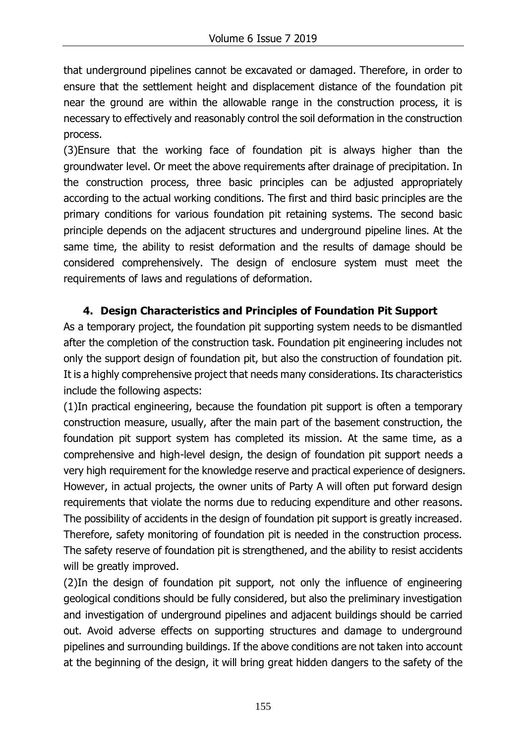that underground pipelines cannot be excavated or damaged. Therefore, in order to ensure that the settlement height and displacement distance of the foundation pit near the ground are within the allowable range in the construction process, it is necessary to effectively and reasonably control the soil deformation in the construction process.

(3)Ensure that the working face of foundation pit is always higher than the groundwater level. Or meet the above requirements after drainage of precipitation. In the construction process, three basic principles can be adjusted appropriately according to the actual working conditions. The first and third basic principles are the primary conditions for various foundation pit retaining systems. The second basic principle depends on the adjacent structures and underground pipeline lines. At the same time, the ability to resist deformation and the results of damage should be considered comprehensively. The design of enclosure system must meet the requirements of laws and regulations of deformation.

## 4. Design Characteristics and Principles of Foundation Pit Support

As a temporary project, the foundation pit supporting system needs to be dismantled after the completion of the construction task. Foundation pit engineering includes not only the support design of foundation pit, but also the construction of foundation pit. It is a highly comprehensive project that needs many considerations. Its characteristics include the following aspects:

(1)In practical engineering, because the foundation pit support is often a temporary construction measure, usually, after the main part of the basement construction, the foundation pit support system has completed its mission. At the same time, as a comprehensive and high-level design, the design of foundation pit support needs a very high requirement for the knowledge reserve and practical experience of designers. However, in actual projects, the owner units of Party A will often put forward design requirements that violate the norms due to reducing expenditure and other reasons. The possibility of accidents in the design of foundation pit support is greatly increased. Therefore, safety monitoring of foundation pit is needed in the construction process. The safety reserve of foundation pit is strengthened, and the ability to resist accidents will be greatly improved.

(2)In the design of foundation pit support, not only the influence of engineering geological conditions should be fully considered, but also the preliminary investigation and investigation of underground pipelines and adjacent buildings should be carried out. Avoid adverse effects on supporting structures and damage to underground pipelines and surrounding buildings. If the above conditions are not taken into account at the beginning of the design, it will bring great hidden dangers to the safety of the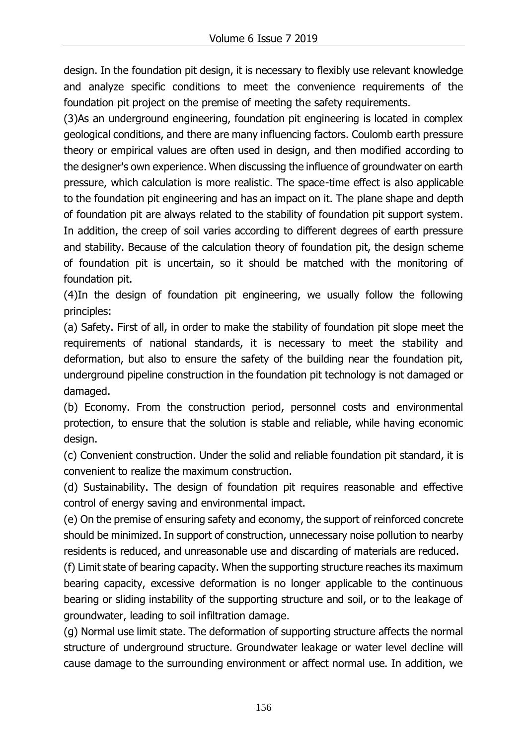design. In the foundation pit design, it is necessary to flexibly use relevant knowledge and analyze specific conditions to meet the convenience requirements of the foundation pit project on the premise of meeting the safety requirements.

(3)As an underground engineering, foundation pit engineering is located in complex geological conditions, and there are many influencing factors. Coulomb earth pressure theory or empirical values are often used in design, and then modified according to the designer's own experience. When discussing the influence of groundwater on earth pressure, which calculation is more realistic. The space-time effect is also applicable to the foundation pit engineering and has an impact on it. The plane shape and depth of foundation pit are always related to the stability of foundation pit support system. In addition, the creep of soil varies according to different degrees of earth pressure and stability. Because of the calculation theory of foundation pit, the design scheme of foundation pit is uncertain, so it should be matched with the monitoring of foundation pit.

(4)In the design of foundation pit engineering, we usually follow the following principles:

(a) Safety. First of all, in order to make the stability of foundation pit slope meet the requirements of national standards, it is necessary to meet the stability and deformation, but also to ensure the safety of the building near the foundation pit, underground pipeline construction in the foundation pit technology is not damaged or damaged.

(b) Economy. From the construction period, personnel costs and environmental protection, to ensure that the solution is stable and reliable, while having economic design.

(c) Convenient construction. Under the solid and reliable foundation pit standard, it is convenient to realize the maximum construction.

(d) Sustainability. The design of foundation pit requires reasonable and effective control of energy saving and environmental impact.

(e) On the premise of ensuring safety and economy, the support of reinforced concrete should be minimized. In support of construction, unnecessary noise pollution to nearby residents is reduced, and unreasonable use and discarding of materials are reduced.

(f) Limit state of bearing capacity. When the supporting structure reaches its maximum bearing capacity, excessive deformation is no longer applicable to the continuous bearing or sliding instability of the supporting structure and soil, or to the leakage of groundwater, leading to soil infiltration damage.

(g) Normal use limit state. The deformation of supporting structure affects the normal structure of underground structure. Groundwater leakage or water level decline will cause damage to the surrounding environment or affect normal use. In addition, we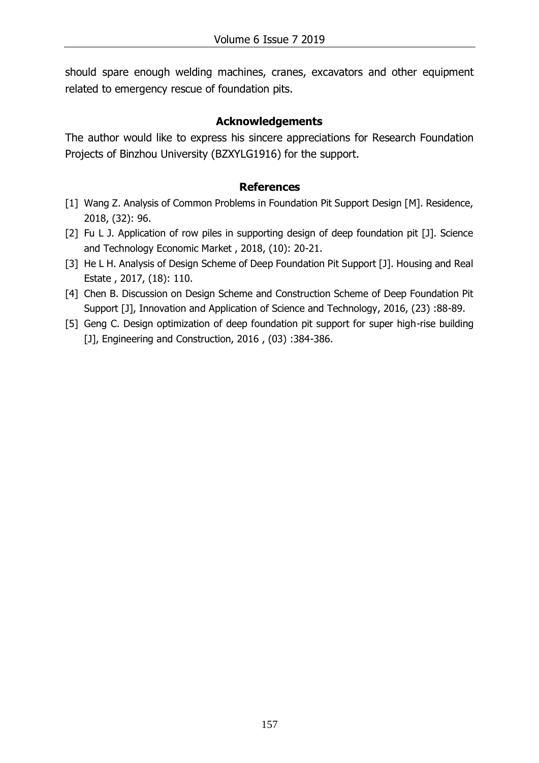should spare enough welding machines, cranes, excavators and other equipment related to emergency rescue of foundation pits.

## Acknowledgements

The author would like to express his sincere appreciations for Research Foundation Projects of Binzhou University (BZXYLG1916) for the support.

## References

[1] Wang Z. Analysis of Common Problems in Foundation Pit Support Design [M]. Residence, 2018, (32): 96.

[2] Fu L J. Application of row piles in supporting design of deep foundation pit [J]. Science and Technology Economic Market , 2018, (10): 20-21.

[3] He L H. Analysis of Design Scheme of Deep Foundation Pit Support [J]. Housing and Real Estate , 2017, (18): 110.

[4] Chen B. Discussion on Design Scheme and Construction Scheme of Deep Foundation Pit Support [J], Innovation and Application of Science and Technology, 2016, (23) :88-89.

[5] Geng C. Design optimization of deep foundation pit support for super high-rise building [J], Engineering and Construction, 2016 , (03) :384-386.